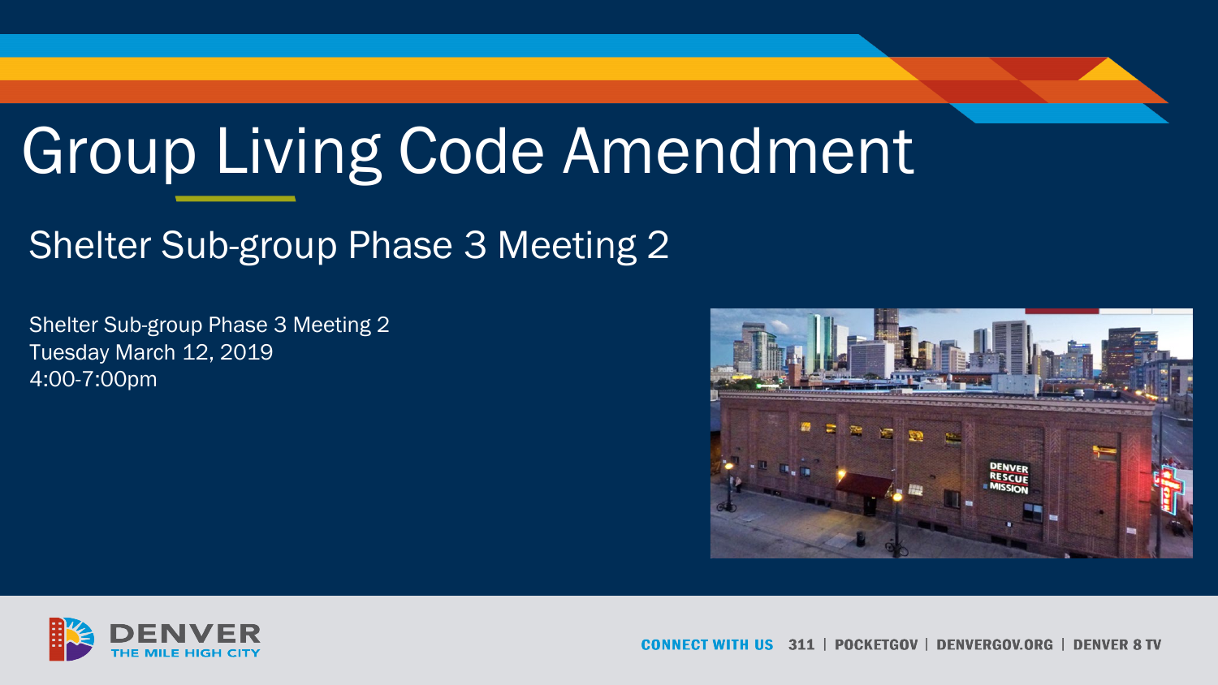# Group Living Code Amendment

## Shelter Sub-group Phase 3 Meeting 2

Shelter Sub-group Phase 3 Meeting 2
Tuesday March 12, 2019
4:00-7:00pm

DENVER
THE MILE HIGH CITY

CONNECT WITH US 311 | POCKETGOV | DENVERGOV.ORG | DENVER 8 TV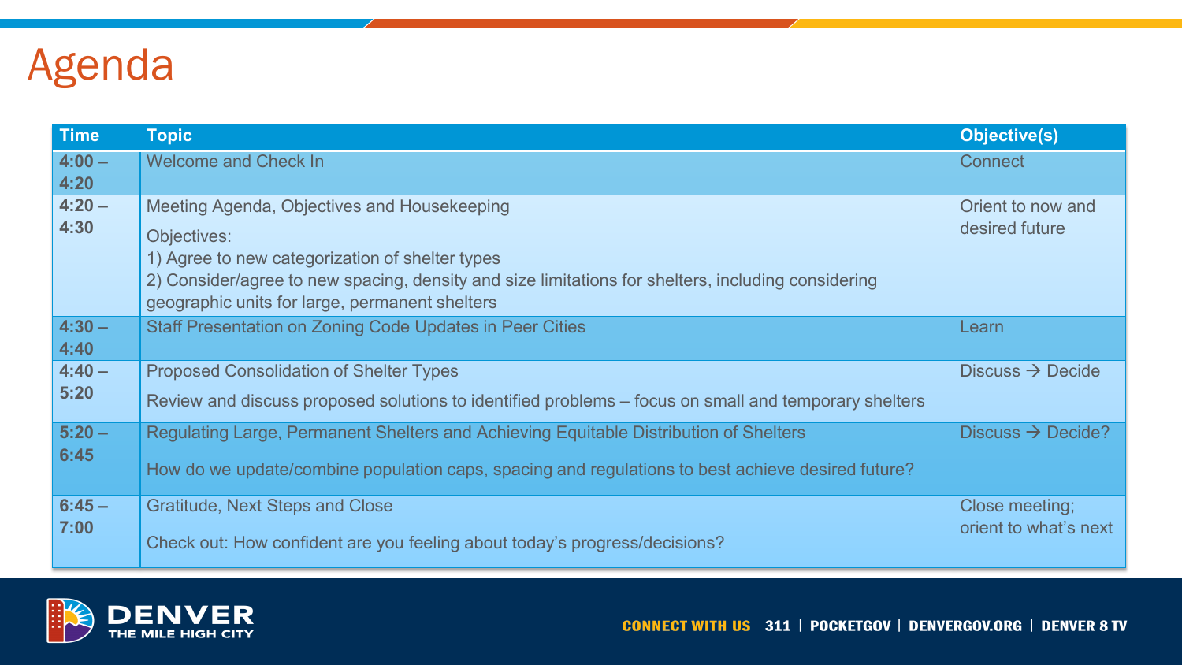# Agenda

| Time | Topic | Objective(s) |
|---|---|---|
| **4:00 – 4:20** | Welcome and Check In | Connect |
| **4:20 – 4:30** | Meeting Agenda, Objectives and Housekeeping<br>Objectives:<br>1) Agree to new categorization of shelter types<br>2) Consider/agree to new spacing, density and size limitations for shelters, including considering geographic units for large, permanent shelters | Orient to now and desired future |
| **4:30 – 4:40** | Staff Presentation on Zoning Code Updates in Peer Cities | Learn |
| **4:40 – 5:20** | Proposed Consolidation of Shelter Types<br>Review and discuss proposed solutions to identified problems – focus on small and temporary shelters | Discuss → Decide |
| **5:20 – 6:45** | Regulating Large, Permanent Shelters and Achieving Equitable Distribution of Shelters<br>How do we update/combine population caps, spacing and regulations to best achieve desired future? | Discuss → Decide? |
| **6:45 – 7:00** | Gratitude, Next Steps and Close<br>Check out: How confident are you feeling about today's progress/decisions? | Close meeting; orient to what's next |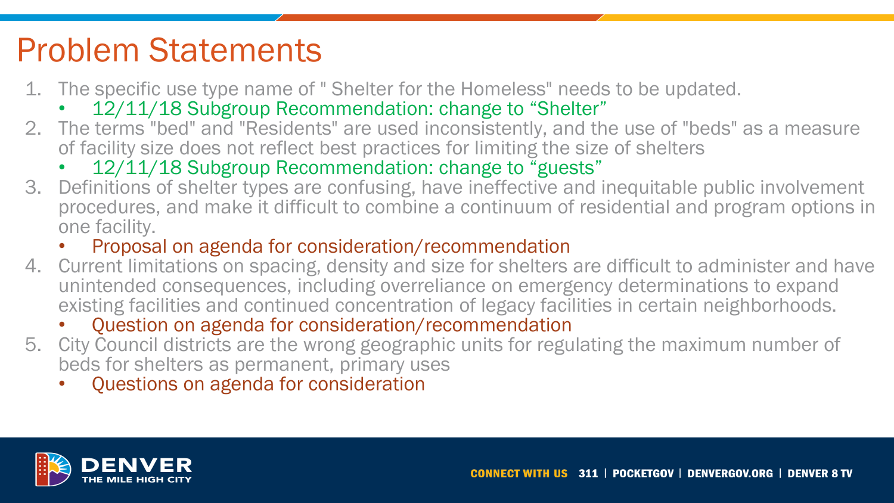# Problem Statements

1. The specific use type name of " Shelter for the Homeless" needs to be updated.
   - 12/11/18 Subgroup Recommendation: change to “Shelter”
2. The terms "bed" and "Residents" are used inconsistently, and the use of "beds" as a measure of facility size does not reflect best practices for limiting the size of shelters
   - 12/11/18 Subgroup Recommendation: change to “guests”
3. Definitions of shelter types are confusing, have ineffective and inequitable public involvement procedures, and make it difficult to combine a continuum of residential and program options in one facility.
   - Proposal on agenda for consideration/recommendation
4. Current limitations on spacing, density and size for shelters are difficult to administer and have unintended consequences, including overreliance on emergency determinations to expand existing facilities and continued concentration of legacy facilities in certain neighborhoods.
   - Question on agenda for consideration/recommendation
5. City Council districts are the wrong geographic units for regulating the maximum number of beds for shelters as permanent, primary uses
   - Questions on agenda for consideration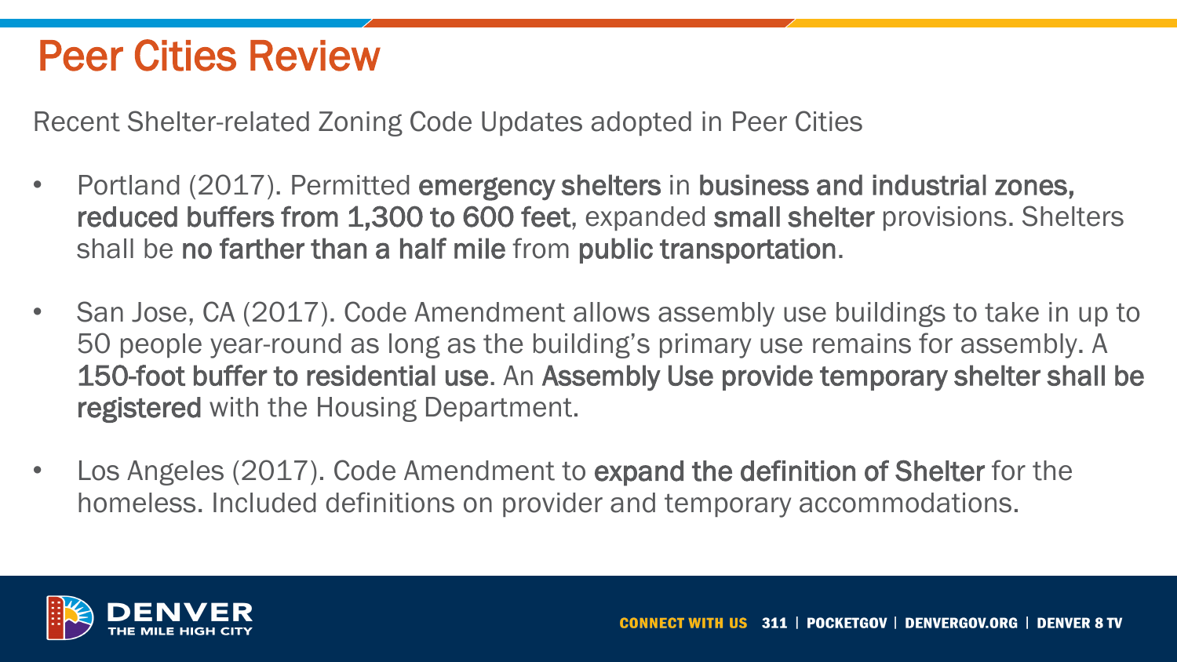# Peer Cities Review

Recent Shelter-related Zoning Code Updates adopted in Peer Cities

- Portland (2017). Permitted **emergency shelters** in **business and industrial zones, reduced buffers from 1,300 to 600 feet**, expanded **small shelter** provisions. Shelters shall be **no farther than a half mile** from **public transportation**.
- San Jose, CA (2017). Code Amendment allows assembly use buildings to take in up to 50 people year-round as long as the building's primary use remains for assembly. A **150-foot buffer to residential use**. An **Assembly Use provide temporary shelter shall be registered** with the Housing Department.
- Los Angeles (2017). Code Amendment to **expand the definition of Shelter** for the homeless. Included definitions on provider and temporary accommodations.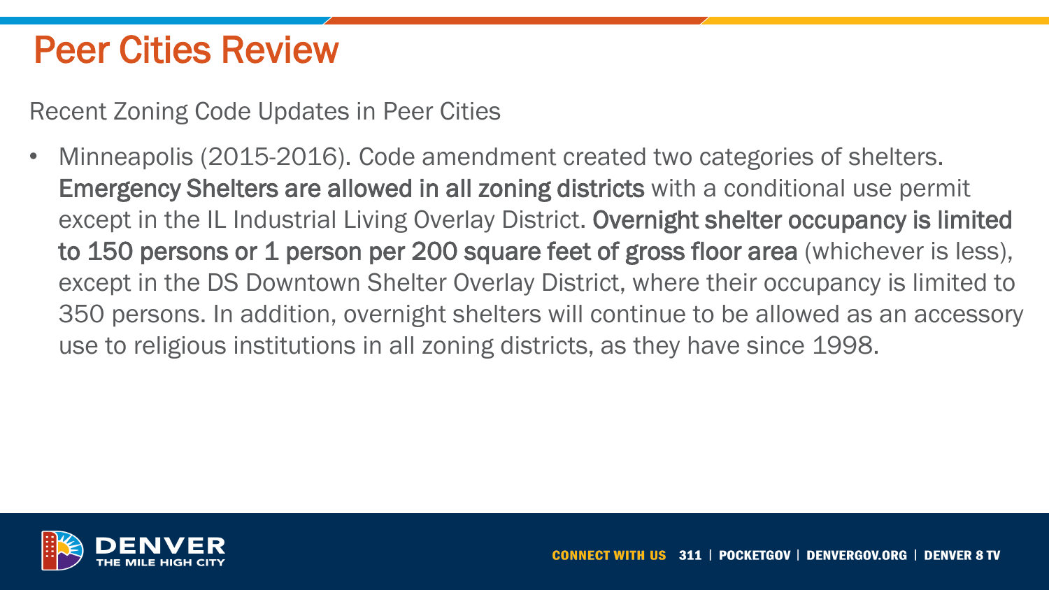# Peer Cities Review

Recent Zoning Code Updates in Peer Cities

- Minneapolis (2015-2016). Code amendment created two categories of shelters. **Emergency Shelters are allowed in all zoning districts** with a conditional use permit except in the IL Industrial Living Overlay District. **Overnight shelter occupancy is limited to 150 persons or 1 person per 200 square feet of gross floor area** (whichever is less), except in the DS Downtown Shelter Overlay District, where their occupancy is limited to 350 persons. In addition, overnight shelters will continue to be allowed as an accessory use to religious institutions in all zoning districts, as they have since 1998.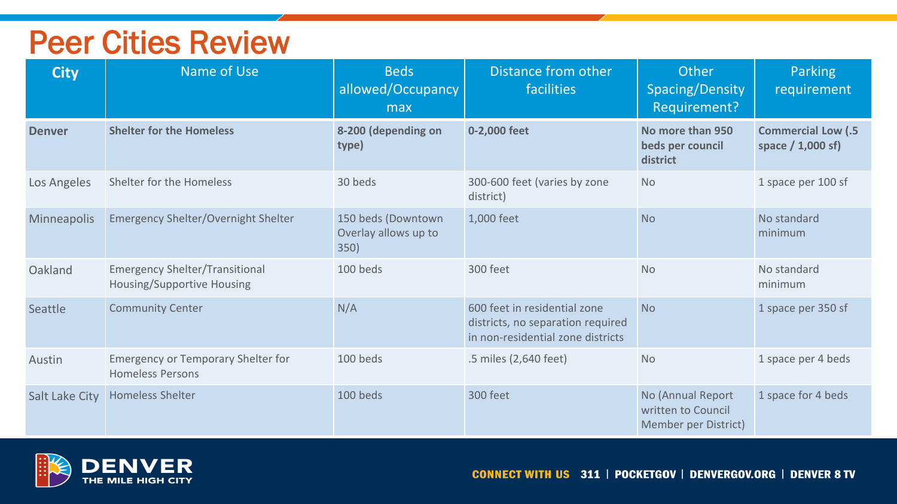# Peer Cities Review

| City | Name of Use | Beds allowed/Occupancy max | Distance from other facilities | Other Spacing/Density Requirement? | Parking requirement |
|---|---|---|---|---|---|
| **Denver** | **Shelter for the Homeless** | **8-200 (depending on type)** | **0-2,000 feet** | **No more than 950 beds per council district** | **Commercial Low (.5 space / 1,000 sf)** |
| Los Angeles | Shelter for the Homeless | 30 beds | 300-600 feet (varies by zone district) | No | 1 space per 100 sf |
| Minneapolis | Emergency Shelter/Overnight Shelter | 150 beds (Downtown Overlay allows up to 350) | 1,000 feet | No | No standard minimum |
| Oakland | Emergency Shelter/Transitional Housing/Supportive Housing | 100 beds | 300 feet | No | No standard minimum |
| Seattle | Community Center | N/A | 600 feet in residential zone districts, no separation required in non-residential zone districts | No | 1 space per 350 sf |
| Austin | Emergency or Temporary Shelter for Homeless Persons | 100 beds | .5 miles (2,640 feet) | No | 1 space per 4 beds |
| Salt Lake City | Homeless Shelter | 100 beds | 300 feet | No (Annual Report written to Council Member per District) | 1 space for 4 beds |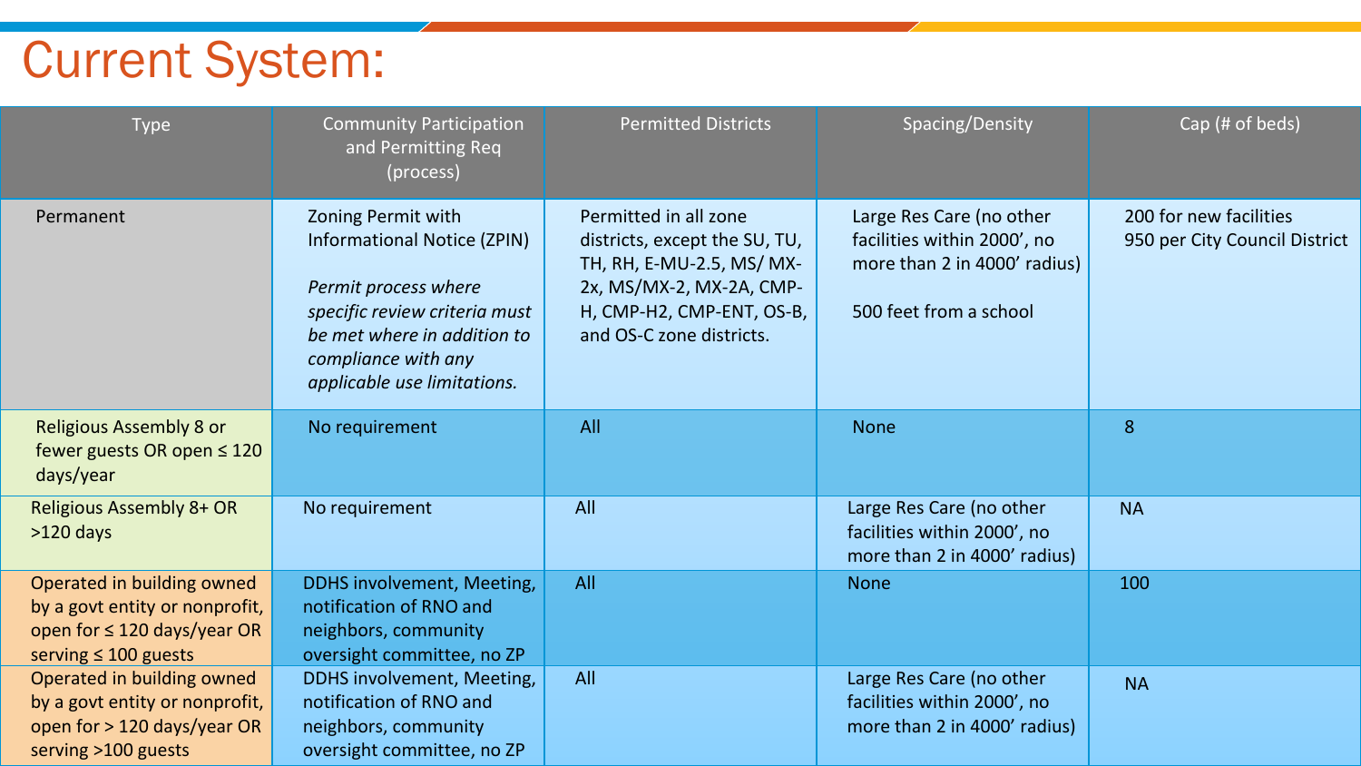# Current System:

| Type | Community Participation and Permitting Req (process) | Permitted Districts | Spacing/Density | Cap (# of beds) |
|---|---|---|---|---|
| Permanent | Zoning Permit with Informational Notice (ZPIN)<br><br>*Permit process where specific review criteria must be met where in addition to compliance with any applicable use limitations.* | Permitted in all zone districts, except the SU, TU, TH, RH, E-MU-2.5, MS/ MX-2x, MS/MX-2, MX-2A, CMP-H, CMP-H2, CMP-ENT, OS-B, and OS-C zone districts. | Large Res Care (no other facilities within 2000', no more than 2 in 4000' radius)<br><br>500 feet from a school | 200 for new facilities<br>950 per City Council District |
| Religious Assembly 8 or fewer guests OR open ≤ 120 days/year | No requirement | All | None | 8 |
| Religious Assembly 8+ OR >120 days | No requirement | All | Large Res Care (no other facilities within 2000', no more than 2 in 4000' radius) | NA |
| Operated in building owned by a govt entity or nonprofit, open for ≤ 120 days/year OR serving ≤ 100 guests | DDHS involvement, Meeting, notification of RNO and neighbors, community oversight committee, no ZP | All | None | 100 |
| Operated in building owned by a govt entity or nonprofit, open for > 120 days/year OR serving >100 guests | DDHS involvement, Meeting, notification of RNO and neighbors, community oversight committee, no ZP | All | Large Res Care (no other facilities within 2000', no more than 2 in 4000' radius) | NA |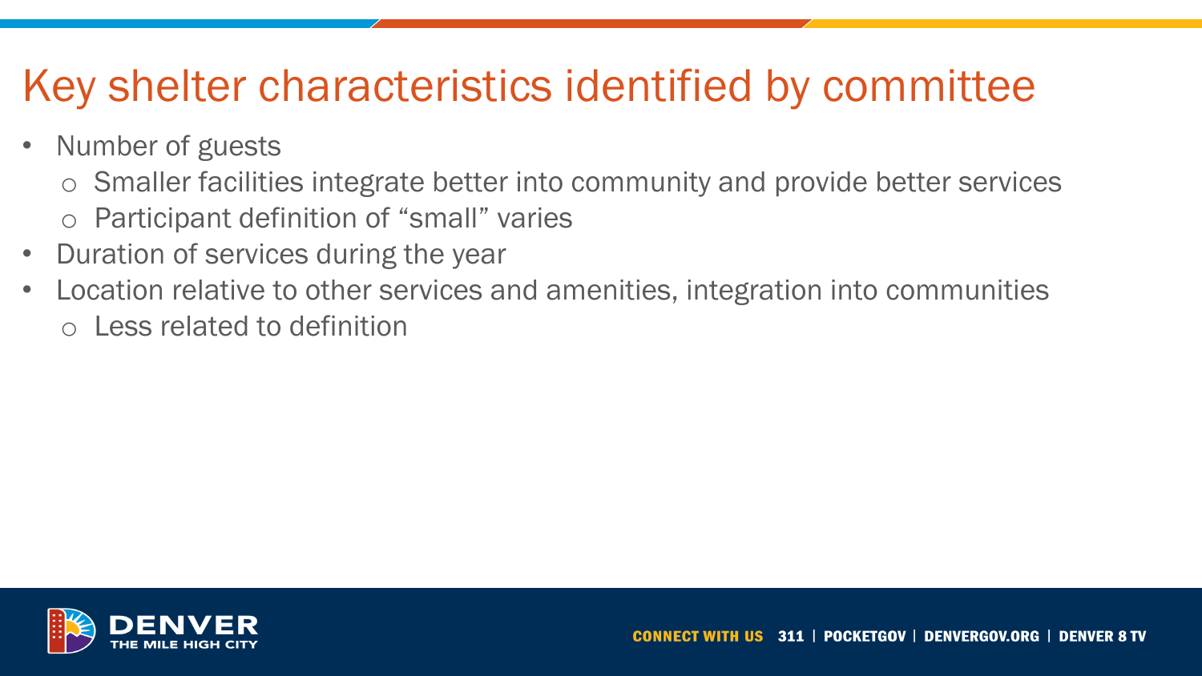# Key shelter characteristics identified by committee

- Number of guests
  - Smaller facilities integrate better into community and provide better services
  - Participant definition of "small" varies
- Duration of services during the year
- Location relative to other services and amenities, integration into communities
  - Less related to definition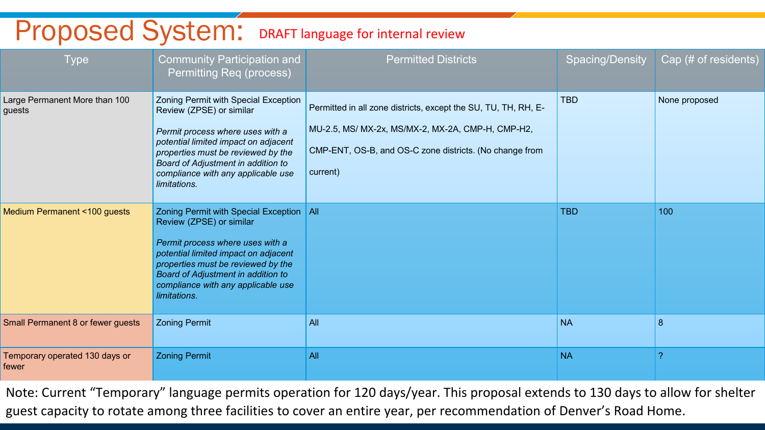# Proposed System: DRAFT language for internal review

| Type | Community Participation and Permitting Req (process) | Permitted Districts | Spacing/Density | Cap (# of residents) |
|---|---|---|---|---|
| Large Permanent More than 100 guests | Zoning Permit with Special Exception Review (ZPSE) or similar<br><br>*Permit process where uses with a potential limited impact on adjacent properties must be reviewed by the Board of Adjustment in addition to compliance with any applicable use limitations.* | Permitted in all zone districts, except the SU, TU, TH, RH, E-MU-2.5, MS/ MX-2x, MS/MX-2, MX-2A, CMP-H, CMP-H2, CMP-ENT, OS-B, and OS-C zone districts. (No change from current) | TBD | None proposed |
| Medium Permanent <100 guests | Zoning Permit with Special Exception Review (ZPSE) or similar<br><br>*Permit process where uses with a potential limited impact on adjacent properties must be reviewed by the Board of Adjustment in addition to compliance with any applicable use limitations.* | All | TBD | 100 |
| Small Permanent 8 or fewer guests | Zoning Permit | All | NA | 8 |
| Temporary operated 130 days or fewer | Zoning Permit | All | NA | ? |

Note: Current "Temporary" language permits operation for 120 days/year. This proposal extends to 130 days to allow for shelter guest capacity to rotate among three facilities to cover an entire year, per recommendation of Denver's Road Home.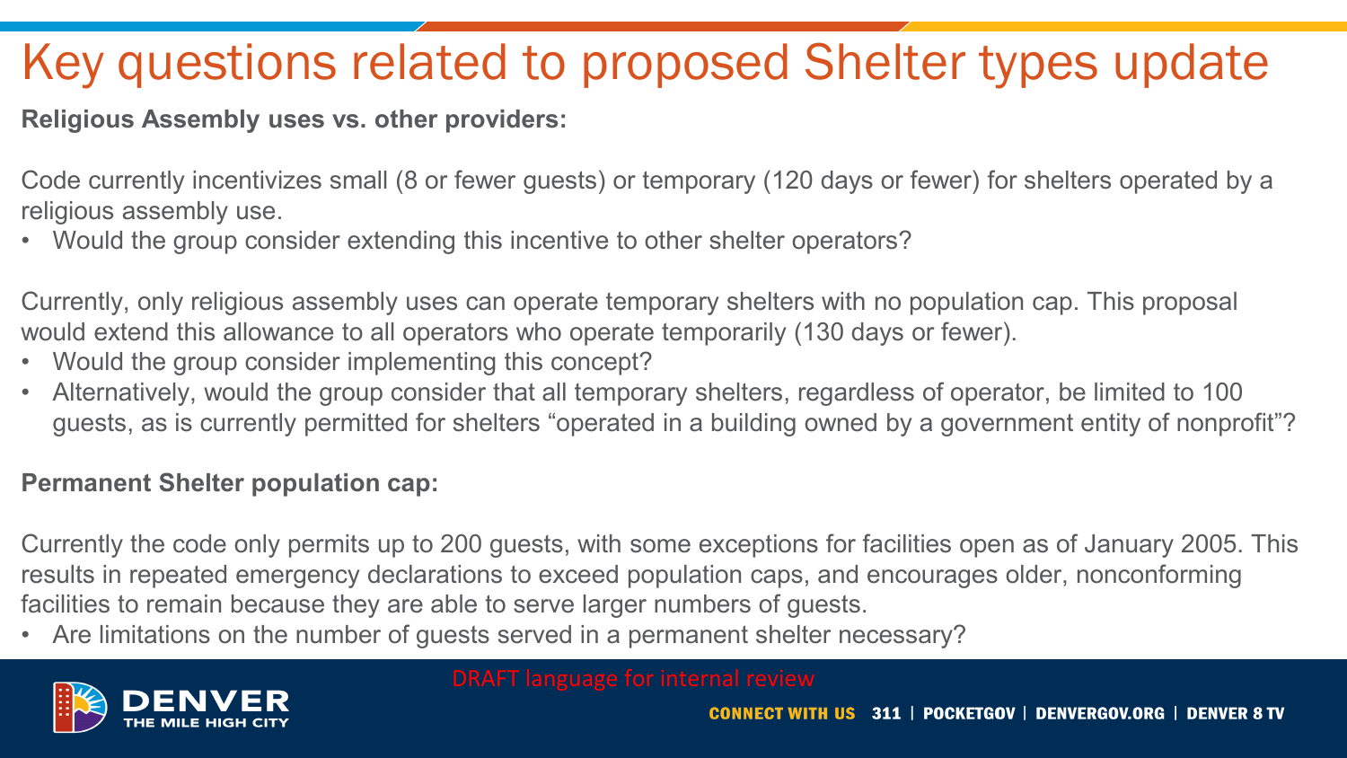# Key questions related to proposed Shelter types update

**Religious Assembly uses vs. other providers:**

Code currently incentivizes small (8 or fewer guests) or temporary (120 days or fewer) for shelters operated by a religious assembly use.

- Would the group consider extending this incentive to other shelter operators?

Currently, only religious assembly uses can operate temporary shelters with no population cap. This proposal would extend this allowance to all operators who operate temporarily (130 days or fewer).

- Would the group consider implementing this concept?
- Alternatively, would the group consider that all temporary shelters, regardless of operator, be limited to 100 guests, as is currently permitted for shelters “operated in a building owned by a government entity of nonprofit”?

**Permanent Shelter population cap:**

Currently the code only permits up to 200 guests, with some exceptions for facilities open as of January 2005. This results in repeated emergency declarations to exceed population caps, and encourages older, nonconforming facilities to remain because they are able to serve larger numbers of guests.

- Are limitations on the number of guests served in a permanent shelter necessary?

DRAFT language for internal review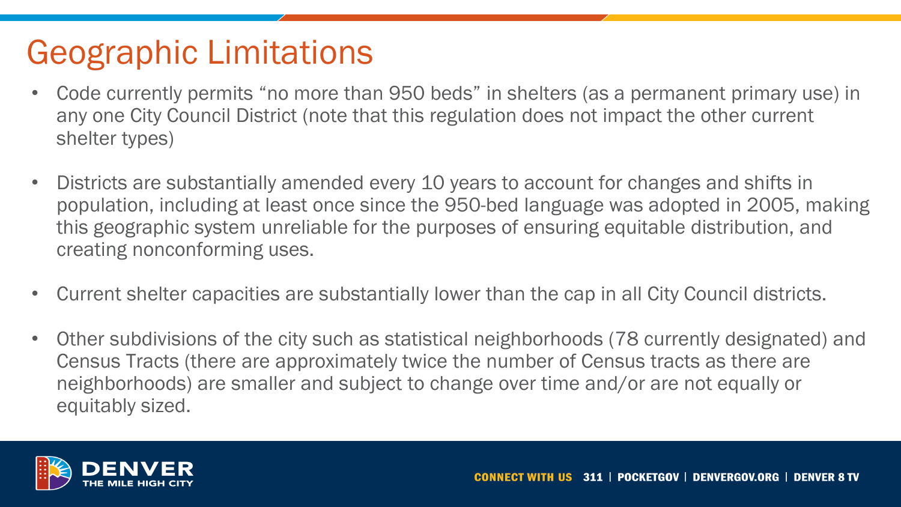# Geographic Limitations

- Code currently permits "no more than 950 beds" in shelters (as a permanent primary use) in any one City Council District (note that this regulation does not impact the other current shelter types)

- Districts are substantially amended every 10 years to account for changes and shifts in population, including at least once since the 950-bed language was adopted in 2005, making this geographic system unreliable for the purposes of ensuring equitable distribution, and creating nonconforming uses.

- Current shelter capacities are substantially lower than the cap in all City Council districts.

- Other subdivisions of the city such as statistical neighborhoods (78 currently designated) and Census Tracts (there are approximately twice the number of Census tracts as there are neighborhoods) are smaller and subject to change over time and/or are not equally or equitably sized.